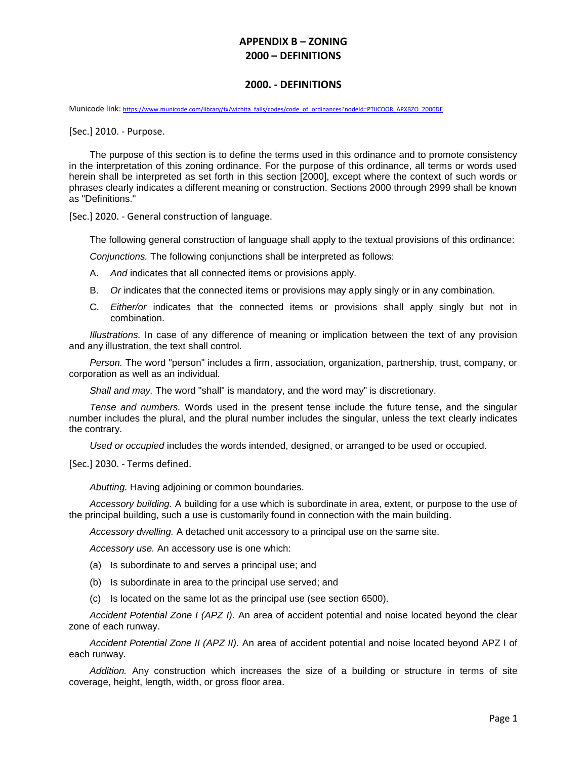# APPENDIX B – ZONING
# 2000 – DEFINITIONS

## 2000. - DEFINITIONS

Municode link: https://www.municode.com/library/tx/wichita_falls/codes/code_of_ordinances?nodeId=PTIICOOR_APXBZO_2000DE

[Sec.] 2010. - Purpose.

The purpose of this section is to define the terms used in this ordinance and to promote consistency in the interpretation of this zoning ordinance. For the purpose of this ordinance, all terms or words used herein shall be interpreted as set forth in this section [2000], except where the context of such words or phrases clearly indicates a different meaning or construction. Sections 2000 through 2999 shall be known as "Definitions."

[Sec.] 2020. - General construction of language.

The following general construction of language shall apply to the textual provisions of this ordinance:

*Conjunctions.* The following conjunctions shall be interpreted as follows:

A. *And* indicates that all connected items or provisions apply.

B. *Or* indicates that the connected items or provisions may apply singly or in any combination.

C. *Either/or* indicates that the connected items or provisions shall apply singly but not in combination.

*Illustrations.* In case of any difference of meaning or implication between the text of any provision and any illustration, the text shall control.

*Person.* The word "person" includes a firm, association, organization, partnership, trust, company, or corporation as well as an individual.

*Shall and may.* The word "shall" is mandatory, and the word may" is discretionary.

*Tense and numbers.* Words used in the present tense include the future tense, and the singular number includes the plural, and the plural number includes the singular, unless the text clearly indicates the contrary.

*Used or occupied* includes the words intended, designed, or arranged to be used or occupied.

[Sec.] 2030. - Terms defined.

*Abutting.* Having adjoining or common boundaries.

*Accessory building.* A building for a use which is subordinate in area, extent, or purpose to the use of the principal building, such a use is customarily found in connection with the main building.

*Accessory dwelling.* A detached unit accessory to a principal use on the same site.

*Accessory use.* An accessory use is one which:

(a) Is subordinate to and serves a principal use; and

(b) Is subordinate in area to the principal use served; and

(c) Is located on the same lot as the principal use (see section 6500).

*Accident Potential Zone I (APZ I).* An area of accident potential and noise located beyond the clear zone of each runway.

*Accident Potential Zone II (APZ II).* An area of accident potential and noise located beyond APZ I of each runway.

*Addition.* Any construction which increases the size of a building or structure in terms of site coverage, height, length, width, or gross floor area.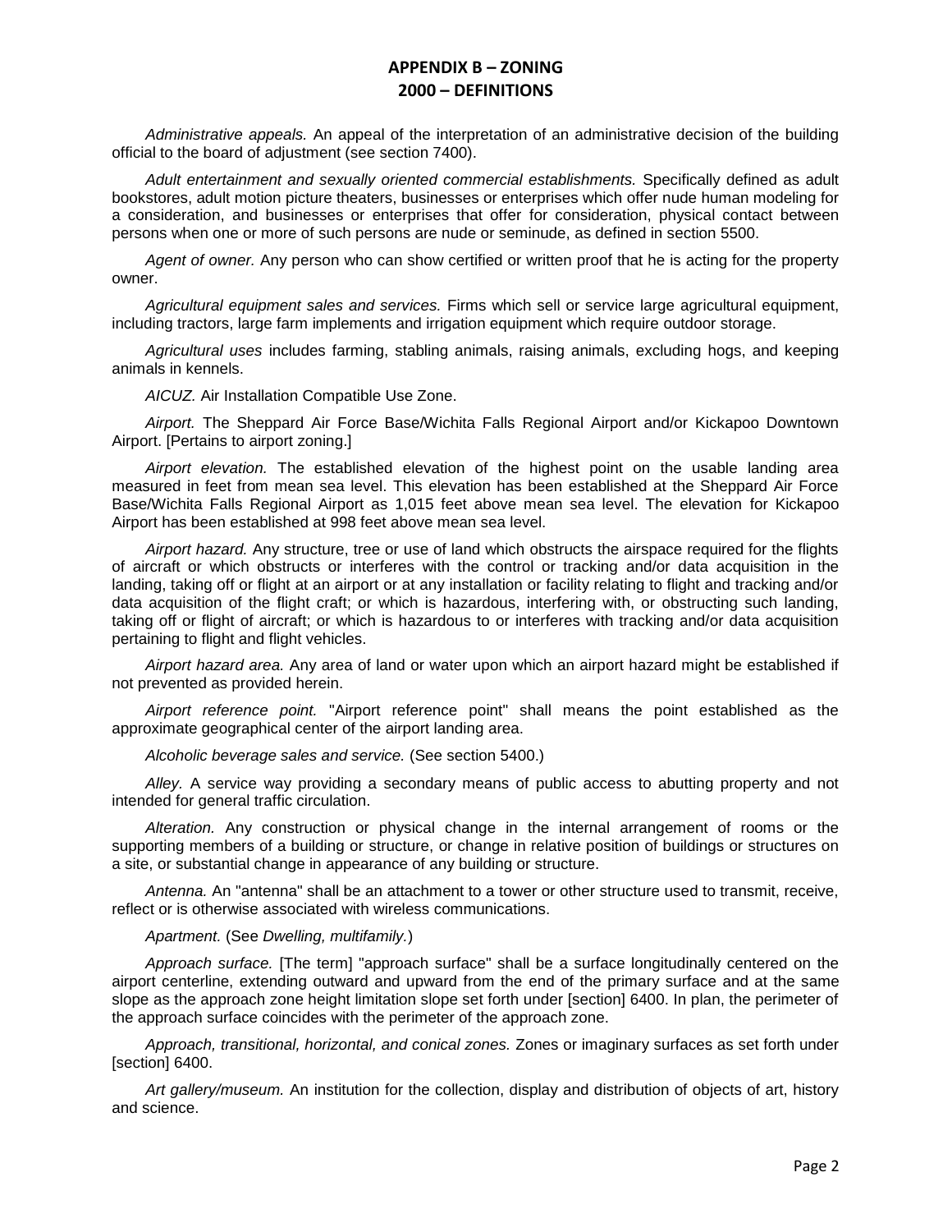# APPENDIX B – ZONING
## 2000 – DEFINITIONS

*Administrative appeals.* An appeal of the interpretation of an administrative decision of the building official to the board of adjustment (see section 7400).

*Adult entertainment and sexually oriented commercial establishments.* Specifically defined as adult bookstores, adult motion picture theaters, businesses or enterprises which offer nude human modeling for a consideration, and businesses or enterprises that offer for consideration, physical contact between persons when one or more of such persons are nude or seminude, as defined in section 5500.

*Agent of owner.* Any person who can show certified or written proof that he is acting for the property owner.

*Agricultural equipment sales and services.* Firms which sell or service large agricultural equipment, including tractors, large farm implements and irrigation equipment which require outdoor storage.

*Agricultural uses* includes farming, stabling animals, raising animals, excluding hogs, and keeping animals in kennels.

*AICUZ.* Air Installation Compatible Use Zone.

*Airport.* The Sheppard Air Force Base/Wichita Falls Regional Airport and/or Kickapoo Downtown Airport. [Pertains to airport zoning.]

*Airport elevation.* The established elevation of the highest point on the usable landing area measured in feet from mean sea level. This elevation has been established at the Sheppard Air Force Base/Wichita Falls Regional Airport as 1,015 feet above mean sea level. The elevation for Kickapoo Airport has been established at 998 feet above mean sea level.

*Airport hazard.* Any structure, tree or use of land which obstructs the airspace required for the flights of aircraft or which obstructs or interferes with the control or tracking and/or data acquisition in the landing, taking off or flight at an airport or at any installation or facility relating to flight and tracking and/or data acquisition of the flight craft; or which is hazardous, interfering with, or obstructing such landing, taking off or flight of aircraft; or which is hazardous to or interferes with tracking and/or data acquisition pertaining to flight and flight vehicles.

*Airport hazard area.* Any area of land or water upon which an airport hazard might be established if not prevented as provided herein.

*Airport reference point.* "Airport reference point" shall means the point established as the approximate geographical center of the airport landing area.

*Alcoholic beverage sales and service.* (See section 5400.)

*Alley.* A service way providing a secondary means of public access to abutting property and not intended for general traffic circulation.

*Alteration.* Any construction or physical change in the internal arrangement of rooms or the supporting members of a building or structure, or change in relative position of buildings or structures on a site, or substantial change in appearance of any building or structure.

*Antenna.* An "antenna" shall be an attachment to a tower or other structure used to transmit, receive, reflect or is otherwise associated with wireless communications.

*Apartment.* (See *Dwelling, multifamily.*)

*Approach surface.* [The term] "approach surface" shall be a surface longitudinally centered on the airport centerline, extending outward and upward from the end of the primary surface and at the same slope as the approach zone height limitation slope set forth under [section] 6400. In plan, the perimeter of the approach surface coincides with the perimeter of the approach zone.

*Approach, transitional, horizontal, and conical zones.* Zones or imaginary surfaces as set forth under [section] 6400.

*Art gallery/museum.* An institution for the collection, display and distribution of objects of art, history and science.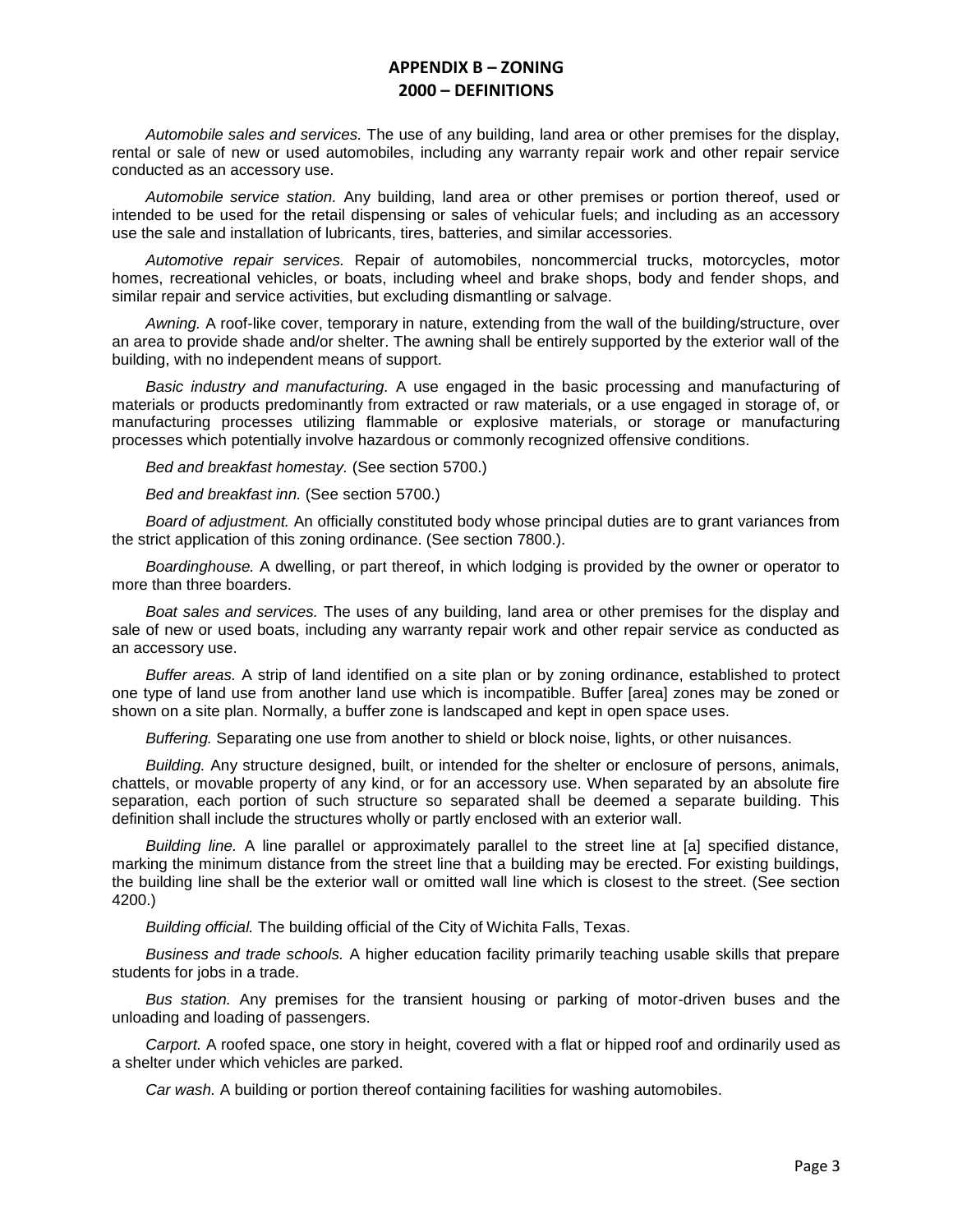# APPENDIX B – ZONING
## 2000 – DEFINITIONS

*Automobile sales and services.* The use of any building, land area or other premises for the display, rental or sale of new or used automobiles, including any warranty repair work and other repair service conducted as an accessory use.

*Automobile service station.* Any building, land area or other premises or portion thereof, used or intended to be used for the retail dispensing or sales of vehicular fuels; and including as an accessory use the sale and installation of lubricants, tires, batteries, and similar accessories.

*Automotive repair services.* Repair of automobiles, noncommercial trucks, motorcycles, motor homes, recreational vehicles, or boats, including wheel and brake shops, body and fender shops, and similar repair and service activities, but excluding dismantling or salvage.

*Awning.* A roof-like cover, temporary in nature, extending from the wall of the building/structure, over an area to provide shade and/or shelter. The awning shall be entirely supported by the exterior wall of the building, with no independent means of support.

*Basic industry and manufacturing.* A use engaged in the basic processing and manufacturing of materials or products predominantly from extracted or raw materials, or a use engaged in storage of, or manufacturing processes utilizing flammable or explosive materials, or storage or manufacturing processes which potentially involve hazardous or commonly recognized offensive conditions.

*Bed and breakfast homestay.* (See section 5700.)

*Bed and breakfast inn.* (See section 5700.)

*Board of adjustment.* An officially constituted body whose principal duties are to grant variances from the strict application of this zoning ordinance. (See section 7800.).

*Boardinghouse.* A dwelling, or part thereof, in which lodging is provided by the owner or operator to more than three boarders.

*Boat sales and services.* The uses of any building, land area or other premises for the display and sale of new or used boats, including any warranty repair work and other repair service as conducted as an accessory use.

*Buffer areas.* A strip of land identified on a site plan or by zoning ordinance, established to protect one type of land use from another land use which is incompatible. Buffer [area] zones may be zoned or shown on a site plan. Normally, a buffer zone is landscaped and kept in open space uses.

*Buffering.* Separating one use from another to shield or block noise, lights, or other nuisances.

*Building.* Any structure designed, built, or intended for the shelter or enclosure of persons, animals, chattels, or movable property of any kind, or for an accessory use. When separated by an absolute fire separation, each portion of such structure so separated shall be deemed a separate building. This definition shall include the structures wholly or partly enclosed with an exterior wall.

*Building line.* A line parallel or approximately parallel to the street line at [a] specified distance, marking the minimum distance from the street line that a building may be erected. For existing buildings, the building line shall be the exterior wall or omitted wall line which is closest to the street. (See section 4200.)

*Building official.* The building official of the City of Wichita Falls, Texas.

*Business and trade schools.* A higher education facility primarily teaching usable skills that prepare students for jobs in a trade.

*Bus station.* Any premises for the transient housing or parking of motor-driven buses and the unloading and loading of passengers.

*Carport.* A roofed space, one story in height, covered with a flat or hipped roof and ordinarily used as a shelter under which vehicles are parked.

*Car wash.* A building or portion thereof containing facilities for washing automobiles.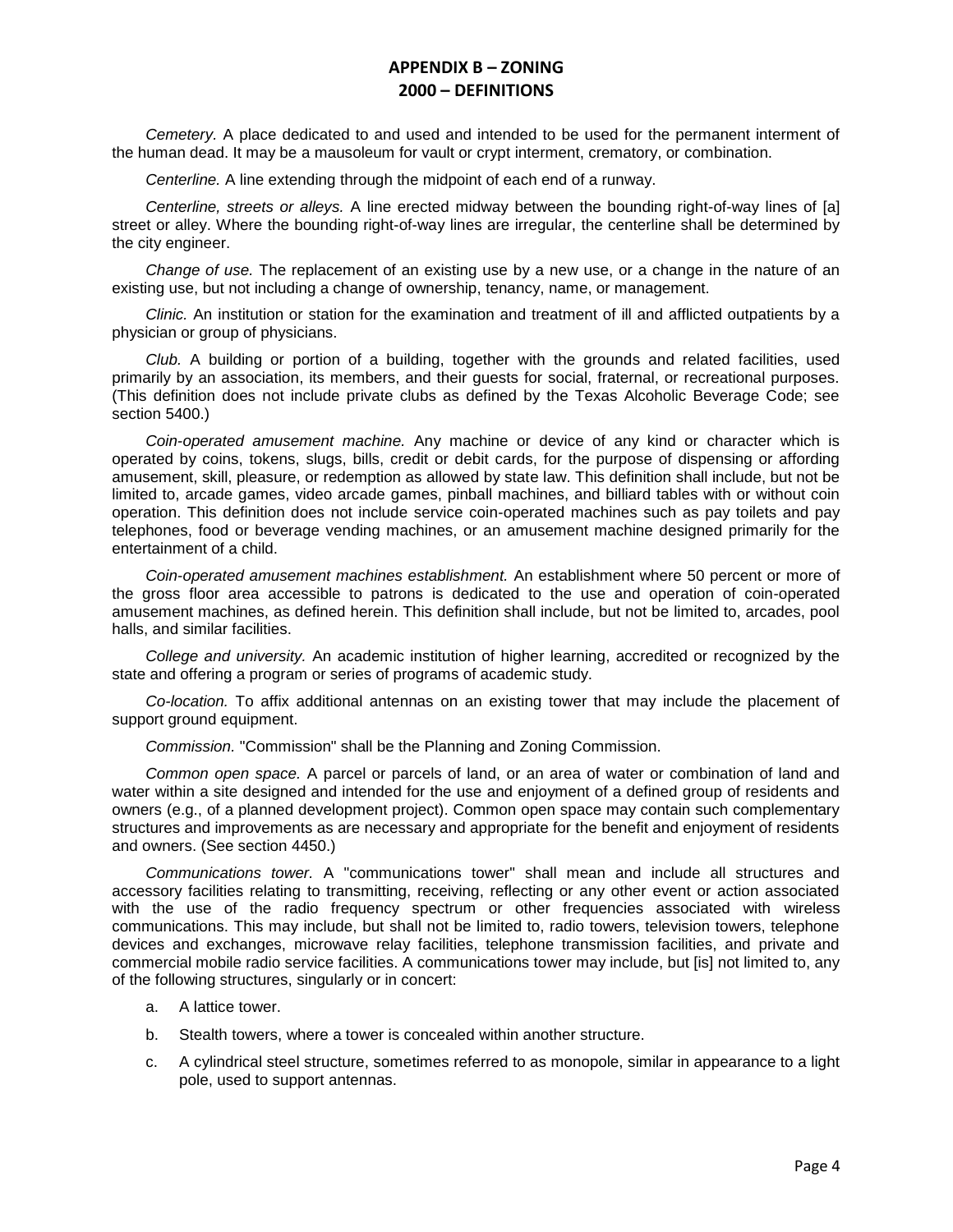*Cemetery.* A place dedicated to and used and intended to be used for the permanent interment of the human dead. It may be a mausoleum for vault or crypt interment, crematory, or combination.

*Centerline.* A line extending through the midpoint of each end of a runway.

*Centerline, streets or alleys.* A line erected midway between the bounding right-of-way lines of [a] street or alley. Where the bounding right-of-way lines are irregular, the centerline shall be determined by the city engineer.

*Change of use.* The replacement of an existing use by a new use, or a change in the nature of an existing use, but not including a change of ownership, tenancy, name, or management.

*Clinic.* An institution or station for the examination and treatment of ill and afflicted outpatients by a physician or group of physicians.

*Club.* A building or portion of a building, together with the grounds and related facilities, used primarily by an association, its members, and their guests for social, fraternal, or recreational purposes. (This definition does not include private clubs as defined by the Texas Alcoholic Beverage Code; see section 5400.)

*Coin-operated amusement machine.* Any machine or device of any kind or character which is operated by coins, tokens, slugs, bills, credit or debit cards, for the purpose of dispensing or affording amusement, skill, pleasure, or redemption as allowed by state law. This definition shall include, but not be limited to, arcade games, video arcade games, pinball machines, and billiard tables with or without coin operation. This definition does not include service coin-operated machines such as pay toilets and pay telephones, food or beverage vending machines, or an amusement machine designed primarily for the entertainment of a child.

*Coin-operated amusement machines establishment.* An establishment where 50 percent or more of the gross floor area accessible to patrons is dedicated to the use and operation of coin-operated amusement machines, as defined herein. This definition shall include, but not be limited to, arcades, pool halls, and similar facilities.

*College and university.* An academic institution of higher learning, accredited or recognized by the state and offering a program or series of programs of academic study.

*Co-location.* To affix additional antennas on an existing tower that may include the placement of support ground equipment.

*Commission.* "Commission" shall be the Planning and Zoning Commission.

*Common open space.* A parcel or parcels of land, or an area of water or combination of land and water within a site designed and intended for the use and enjoyment of a defined group of residents and owners (e.g., of a planned development project). Common open space may contain such complementary structures and improvements as are necessary and appropriate for the benefit and enjoyment of residents and owners. (See section 4450.)

*Communications tower.* A "communications tower" shall mean and include all structures and accessory facilities relating to transmitting, receiving, reflecting or any other event or action associated with the use of the radio frequency spectrum or other frequencies associated with wireless communications. This may include, but shall not be limited to, radio towers, television towers, telephone devices and exchanges, microwave relay facilities, telephone transmission facilities, and private and commercial mobile radio service facilities. A communications tower may include, but [is] not limited to, any of the following structures, singularly or in concert:

a. A lattice tower.

b. Stealth towers, where a tower is concealed within another structure.

c. A cylindrical steel structure, sometimes referred to as monopole, similar in appearance to a light pole, used to support antennas.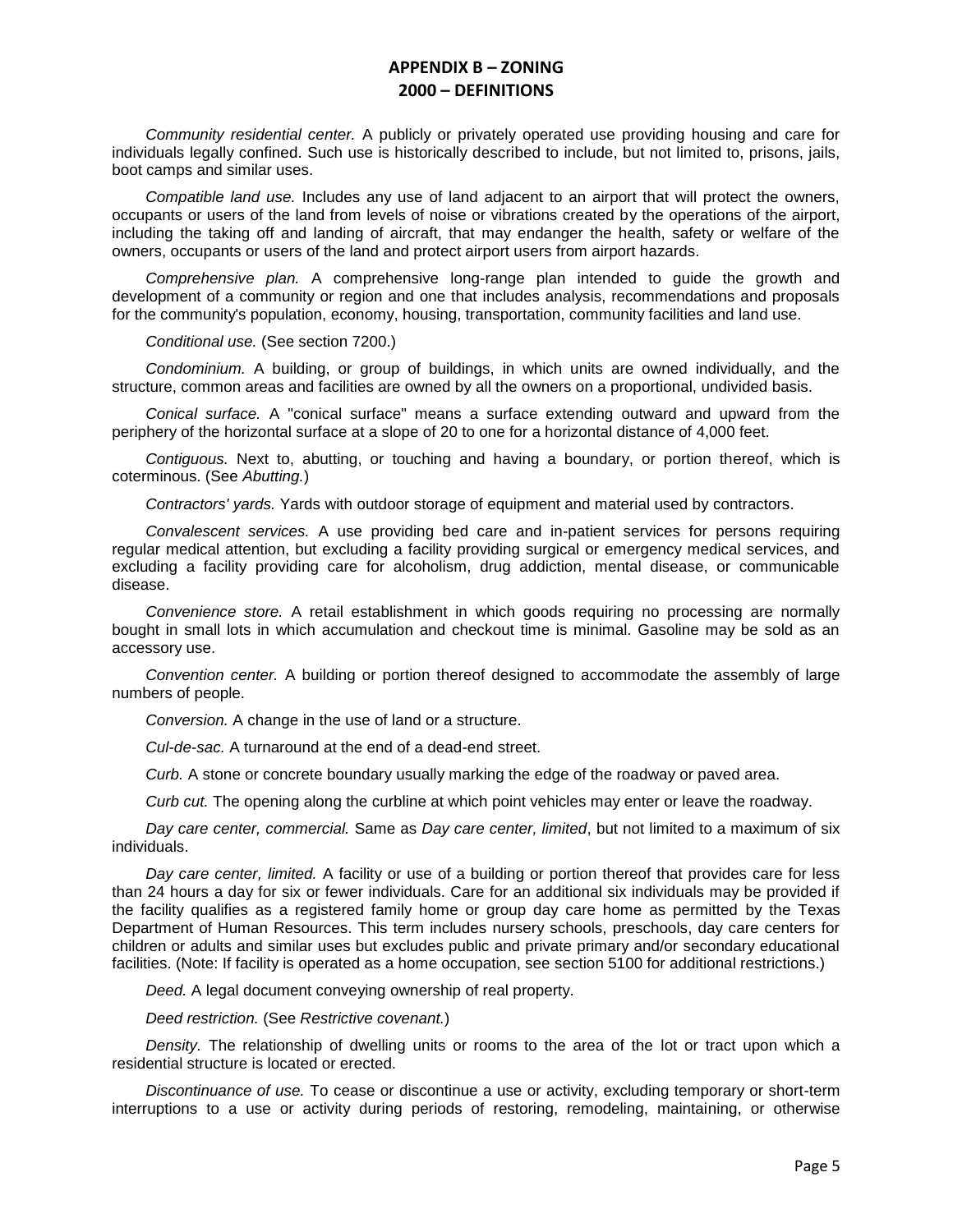# APPENDIX B – ZONING
## 2000 – DEFINITIONS

*Community residential center.* A publicly or privately operated use providing housing and care for individuals legally confined. Such use is historically described to include, but not limited to, prisons, jails, boot camps and similar uses.

*Compatible land use.* Includes any use of land adjacent to an airport that will protect the owners, occupants or users of the land from levels of noise or vibrations created by the operations of the airport, including the taking off and landing of aircraft, that may endanger the health, safety or welfare of the owners, occupants or users of the land and protect airport users from airport hazards.

*Comprehensive plan.* A comprehensive long-range plan intended to guide the growth and development of a community or region and one that includes analysis, recommendations and proposals for the community's population, economy, housing, transportation, community facilities and land use.

*Conditional use.* (See section 7200.)

*Condominium.* A building, or group of buildings, in which units are owned individually, and the structure, common areas and facilities are owned by all the owners on a proportional, undivided basis.

*Conical surface.* A "conical surface" means a surface extending outward and upward from the periphery of the horizontal surface at a slope of 20 to one for a horizontal distance of 4,000 feet.

*Contiguous.* Next to, abutting, or touching and having a boundary, or portion thereof, which is coterminous. (See *Abutting.*)

*Contractors' yards.* Yards with outdoor storage of equipment and material used by contractors.

*Convalescent services.* A use providing bed care and in-patient services for persons requiring regular medical attention, but excluding a facility providing surgical or emergency medical services, and excluding a facility providing care for alcoholism, drug addiction, mental disease, or communicable disease.

*Convenience store.* A retail establishment in which goods requiring no processing are normally bought in small lots in which accumulation and checkout time is minimal. Gasoline may be sold as an accessory use.

*Convention center.* A building or portion thereof designed to accommodate the assembly of large numbers of people.

*Conversion.* A change in the use of land or a structure.

*Cul-de-sac.* A turnaround at the end of a dead-end street.

*Curb.* A stone or concrete boundary usually marking the edge of the roadway or paved area.

*Curb cut.* The opening along the curbline at which point vehicles may enter or leave the roadway.

*Day care center, commercial.* Same as *Day care center, limited*, but not limited to a maximum of six individuals.

*Day care center, limited.* A facility or use of a building or portion thereof that provides care for less than 24 hours a day for six or fewer individuals. Care for an additional six individuals may be provided if the facility qualifies as a registered family home or group day care home as permitted by the Texas Department of Human Resources. This term includes nursery schools, preschools, day care centers for children or adults and similar uses but excludes public and private primary and/or secondary educational facilities. (Note: If facility is operated as a home occupation, see section 5100 for additional restrictions.)

*Deed.* A legal document conveying ownership of real property.

*Deed restriction.* (See *Restrictive covenant.*)

*Density.* The relationship of dwelling units or rooms to the area of the lot or tract upon which a residential structure is located or erected.

*Discontinuance of use.* To cease or discontinue a use or activity, excluding temporary or short-term interruptions to a use or activity during periods of restoring, remodeling, maintaining, or otherwise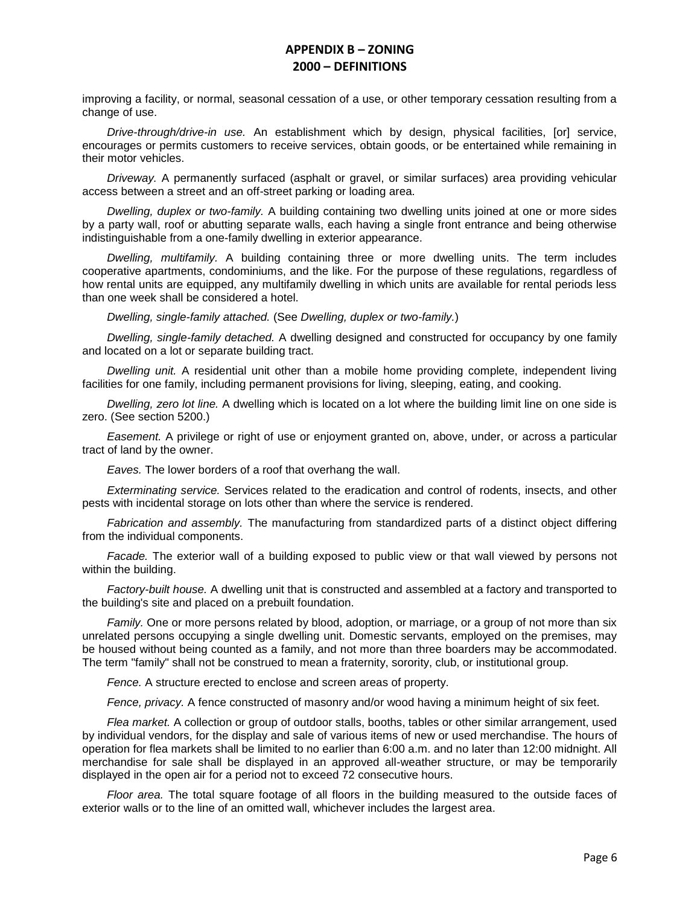improving a facility, or normal, seasonal cessation of a use, or other temporary cessation resulting from a change of use.

*Drive-through/drive-in use.* An establishment which by design, physical facilities, [or] service, encourages or permits customers to receive services, obtain goods, or be entertained while remaining in their motor vehicles.

*Driveway.* A permanently surfaced (asphalt or gravel, or similar surfaces) area providing vehicular access between a street and an off-street parking or loading area.

*Dwelling, duplex or two-family.* A building containing two dwelling units joined at one or more sides by a party wall, roof or abutting separate walls, each having a single front entrance and being otherwise indistinguishable from a one-family dwelling in exterior appearance.

*Dwelling, multifamily.* A building containing three or more dwelling units. The term includes cooperative apartments, condominiums, and the like. For the purpose of these regulations, regardless of how rental units are equipped, any multifamily dwelling in which units are available for rental periods less than one week shall be considered a hotel.

*Dwelling, single-family attached.* (See *Dwelling, duplex or two-family.*)

*Dwelling, single-family detached.* A dwelling designed and constructed for occupancy by one family and located on a lot or separate building tract.

*Dwelling unit.* A residential unit other than a mobile home providing complete, independent living facilities for one family, including permanent provisions for living, sleeping, eating, and cooking.

*Dwelling, zero lot line.* A dwelling which is located on a lot where the building limit line on one side is zero. (See section 5200.)

*Easement.* A privilege or right of use or enjoyment granted on, above, under, or across a particular tract of land by the owner.

*Eaves.* The lower borders of a roof that overhang the wall.

*Exterminating service.* Services related to the eradication and control of rodents, insects, and other pests with incidental storage on lots other than where the service is rendered.

*Fabrication and assembly.* The manufacturing from standardized parts of a distinct object differing from the individual components.

*Facade.* The exterior wall of a building exposed to public view or that wall viewed by persons not within the building.

*Factory-built house.* A dwelling unit that is constructed and assembled at a factory and transported to the building's site and placed on a prebuilt foundation.

*Family.* One or more persons related by blood, adoption, or marriage, or a group of not more than six unrelated persons occupying a single dwelling unit. Domestic servants, employed on the premises, may be housed without being counted as a family, and not more than three boarders may be accommodated. The term "family" shall not be construed to mean a fraternity, sorority, club, or institutional group.

*Fence.* A structure erected to enclose and screen areas of property.

*Fence, privacy.* A fence constructed of masonry and/or wood having a minimum height of six feet.

*Flea market.* A collection or group of outdoor stalls, booths, tables or other similar arrangement, used by individual vendors, for the display and sale of various items of new or used merchandise. The hours of operation for flea markets shall be limited to no earlier than 6:00 a.m. and no later than 12:00 midnight. All merchandise for sale shall be displayed in an approved all-weather structure, or may be temporarily displayed in the open air for a period not to exceed 72 consecutive hours.

*Floor area.* The total square footage of all floors in the building measured to the outside faces of exterior walls or to the line of an omitted wall, whichever includes the largest area.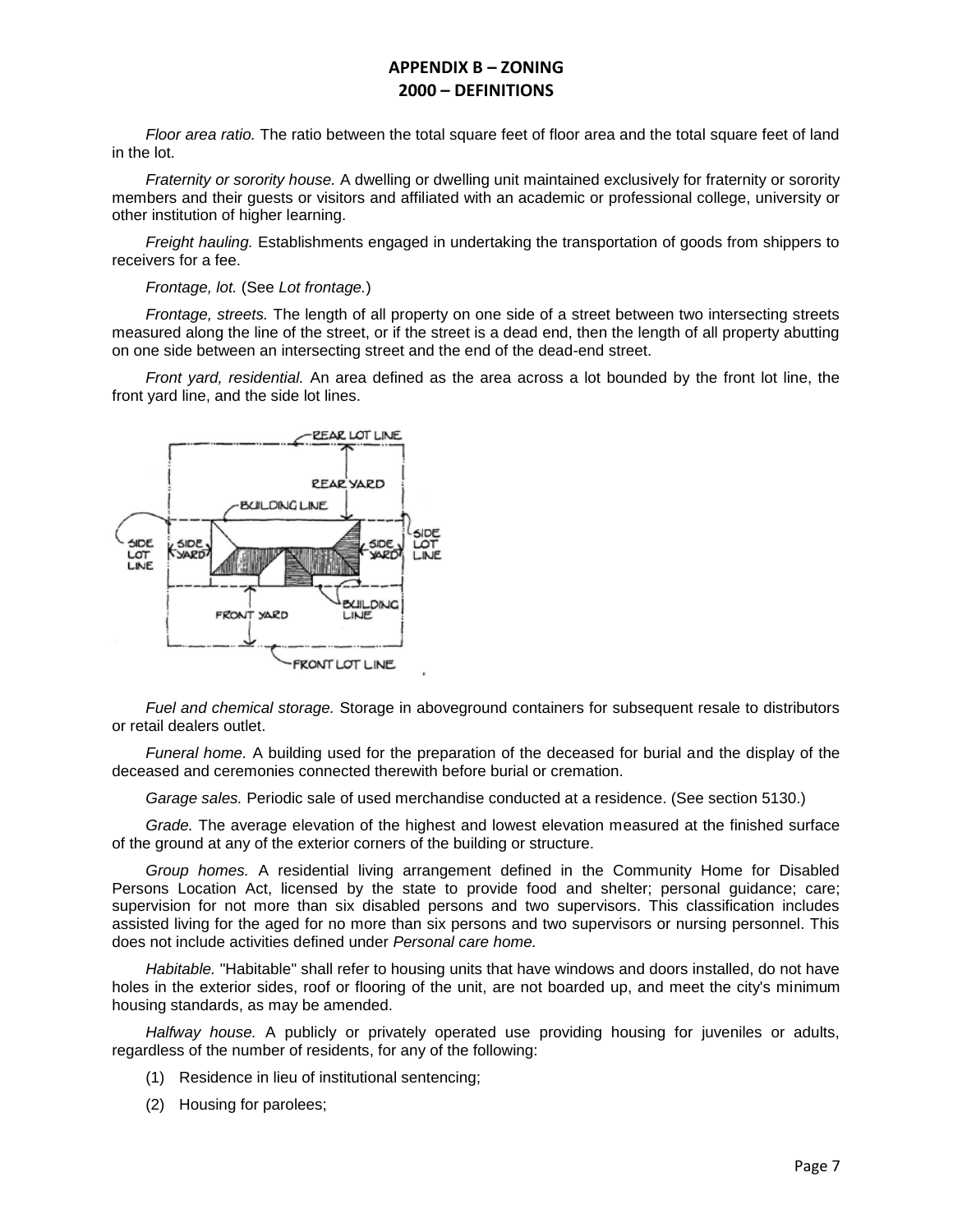# APPENDIX B – ZONING
## 2000 – DEFINITIONS

*Floor area ratio.* The ratio between the total square feet of floor area and the total square feet of land in the lot.

*Fraternity or sorority house.* A dwelling or dwelling unit maintained exclusively for fraternity or sorority members and their guests or visitors and affiliated with an academic or professional college, university or other institution of higher learning.

*Freight hauling.* Establishments engaged in undertaking the transportation of goods from shippers to receivers for a fee.

*Frontage, lot.* (See *Lot frontage.*)

*Frontage, streets.* The length of all property on one side of a street between two intersecting streets measured along the line of the street, or if the street is a dead end, then the length of all property abutting on one side between an intersecting street and the end of the dead-end street.

*Front yard, residential.* An area defined as the area across a lot bounded by the front lot line, the front yard line, and the side lot lines.

*Fuel and chemical storage.* Storage in aboveground containers for subsequent resale to distributors or retail dealers outlet.

*Funeral home.* A building used for the preparation of the deceased for burial and the display of the deceased and ceremonies connected therewith before burial or cremation.

*Garage sales.* Periodic sale of used merchandise conducted at a residence. (See section 5130.)

*Grade.* The average elevation of the highest and lowest elevation measured at the finished surface of the ground at any of the exterior corners of the building or structure.

*Group homes.* A residential living arrangement defined in the Community Home for Disabled Persons Location Act, licensed by the state to provide food and shelter; personal guidance; care; supervision for not more than six disabled persons and two supervisors. This classification includes assisted living for the aged for no more than six persons and two supervisors or nursing personnel. This does not include activities defined under *Personal care home.*

*Habitable.* "Habitable" shall refer to housing units that have windows and doors installed, do not have holes in the exterior sides, roof or flooring of the unit, are not boarded up, and meet the city's minimum housing standards, as may be amended.

*Halfway house.* A publicly or privately operated use providing housing for juveniles or adults, regardless of the number of residents, for any of the following:

(1) Residence in lieu of institutional sentencing;

(2) Housing for parolees;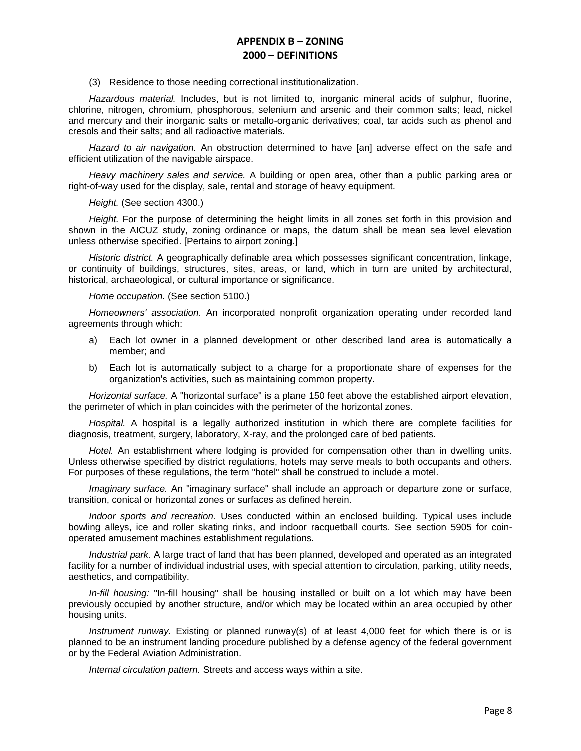(3) Residence to those needing correctional institutionalization.

*Hazardous material.* Includes, but is not limited to, inorganic mineral acids of sulphur, fluorine, chlorine, nitrogen, chromium, phosphorous, selenium and arsenic and their common salts; lead, nickel and mercury and their inorganic salts or metallo-organic derivatives; coal, tar acids such as phenol and cresols and their salts; and all radioactive materials.

*Hazard to air navigation.* An obstruction determined to have [an] adverse effect on the safe and efficient utilization of the navigable airspace.

*Heavy machinery sales and service.* A building or open area, other than a public parking area or right-of-way used for the display, sale, rental and storage of heavy equipment.

*Height.* (See section 4300.)

*Height.* For the purpose of determining the height limits in all zones set forth in this provision and shown in the AICUZ study, zoning ordinance or maps, the datum shall be mean sea level elevation unless otherwise specified. [Pertains to airport zoning.]

*Historic district.* A geographically definable area which possesses significant concentration, linkage, or continuity of buildings, structures, sites, areas, or land, which in turn are united by architectural, historical, archaeological, or cultural importance or significance.

*Home occupation.* (See section 5100.)

*Homeowners' association.* An incorporated nonprofit organization operating under recorded land agreements through which:

a) Each lot owner in a planned development or other described land area is automatically a member; and

b) Each lot is automatically subject to a charge for a proportionate share of expenses for the organization's activities, such as maintaining common property.

*Horizontal surface.* A "horizontal surface" is a plane 150 feet above the established airport elevation, the perimeter of which in plan coincides with the perimeter of the horizontal zones.

*Hospital.* A hospital is a legally authorized institution in which there are complete facilities for diagnosis, treatment, surgery, laboratory, X-ray, and the prolonged care of bed patients.

*Hotel.* An establishment where lodging is provided for compensation other than in dwelling units. Unless otherwise specified by district regulations, hotels may serve meals to both occupants and others. For purposes of these regulations, the term "hotel" shall be construed to include a motel.

*Imaginary surface.* An "imaginary surface" shall include an approach or departure zone or surface, transition, conical or horizontal zones or surfaces as defined herein.

*Indoor sports and recreation.* Uses conducted within an enclosed building. Typical uses include bowling alleys, ice and roller skating rinks, and indoor racquetball courts. See section 5905 for coin-operated amusement machines establishment regulations.

*Industrial park.* A large tract of land that has been planned, developed and operated as an integrated facility for a number of individual industrial uses, with special attention to circulation, parking, utility needs, aesthetics, and compatibility.

*In-fill housing:* "In-fill housing" shall be housing installed or built on a lot which may have been previously occupied by another structure, and/or which may be located within an area occupied by other housing units.

*Instrument runway.* Existing or planned runway(s) of at least 4,000 feet for which there is or is planned to be an instrument landing procedure published by a defense agency of the federal government or by the Federal Aviation Administration.

*Internal circulation pattern.* Streets and access ways within a site.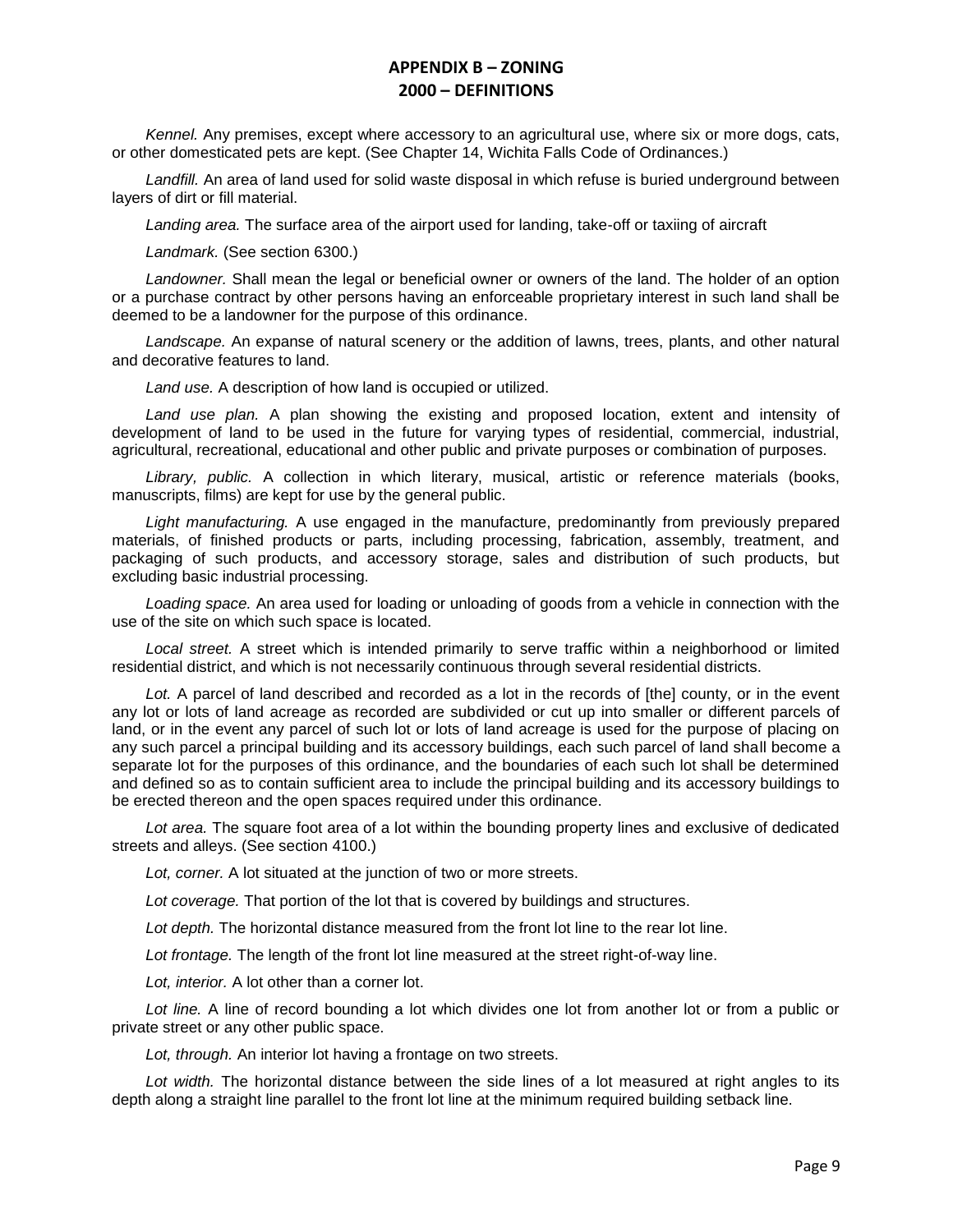# APPENDIX B – ZONING
## 2000 – DEFINITIONS

*Kennel.* Any premises, except where accessory to an agricultural use, where six or more dogs, cats, or other domesticated pets are kept. (See Chapter 14, Wichita Falls Code of Ordinances.)

*Landfill.* An area of land used for solid waste disposal in which refuse is buried underground between layers of dirt or fill material.

*Landing area.* The surface area of the airport used for landing, take-off or taxiing of aircraft

*Landmark.* (See section 6300.)

*Landowner.* Shall mean the legal or beneficial owner or owners of the land. The holder of an option or a purchase contract by other persons having an enforceable proprietary interest in such land shall be deemed to be a landowner for the purpose of this ordinance.

*Landscape.* An expanse of natural scenery or the addition of lawns, trees, plants, and other natural and decorative features to land.

*Land use.* A description of how land is occupied or utilized.

*Land use plan.* A plan showing the existing and proposed location, extent and intensity of development of land to be used in the future for varying types of residential, commercial, industrial, agricultural, recreational, educational and other public and private purposes or combination of purposes.

*Library, public.* A collection in which literary, musical, artistic or reference materials (books, manuscripts, films) are kept for use by the general public.

*Light manufacturing.* A use engaged in the manufacture, predominantly from previously prepared materials, of finished products or parts, including processing, fabrication, assembly, treatment, and packaging of such products, and accessory storage, sales and distribution of such products, but excluding basic industrial processing.

*Loading space.* An area used for loading or unloading of goods from a vehicle in connection with the use of the site on which such space is located.

*Local street.* A street which is intended primarily to serve traffic within a neighborhood or limited residential district, and which is not necessarily continuous through several residential districts.

*Lot.* A parcel of land described and recorded as a lot in the records of [the] county, or in the event any lot or lots of land acreage as recorded are subdivided or cut up into smaller or different parcels of land, or in the event any parcel of such lot or lots of land acreage is used for the purpose of placing on any such parcel a principal building and its accessory buildings, each such parcel of land shall become a separate lot for the purposes of this ordinance, and the boundaries of each such lot shall be determined and defined so as to contain sufficient area to include the principal building and its accessory buildings to be erected thereon and the open spaces required under this ordinance.

*Lot area.* The square foot area of a lot within the bounding property lines and exclusive of dedicated streets and alleys. (See section 4100.)

*Lot, corner.* A lot situated at the junction of two or more streets.

*Lot coverage.* That portion of the lot that is covered by buildings and structures.

*Lot depth.* The horizontal distance measured from the front lot line to the rear lot line.

*Lot frontage.* The length of the front lot line measured at the street right-of-way line.

*Lot, interior.* A lot other than a corner lot.

*Lot line.* A line of record bounding a lot which divides one lot from another lot or from a public or private street or any other public space.

*Lot, through.* An interior lot having a frontage on two streets.

*Lot width.* The horizontal distance between the side lines of a lot measured at right angles to its depth along a straight line parallel to the front lot line at the minimum required building setback line.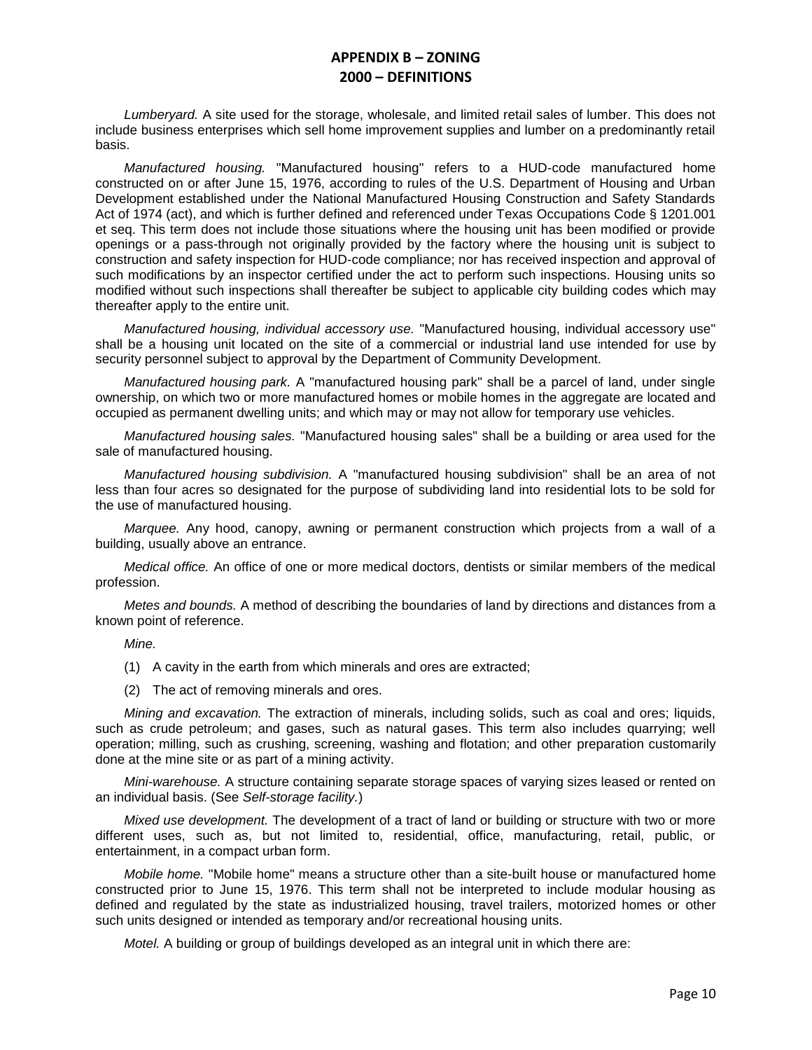*Lumberyard.* A site used for the storage, wholesale, and limited retail sales of lumber. This does not include business enterprises which sell home improvement supplies and lumber on a predominantly retail basis.

*Manufactured housing.* "Manufactured housing" refers to a HUD-code manufactured home constructed on or after June 15, 1976, according to rules of the U.S. Department of Housing and Urban Development established under the National Manufactured Housing Construction and Safety Standards Act of 1974 (act), and which is further defined and referenced under Texas Occupations Code § 1201.001 et seq. This term does not include those situations where the housing unit has been modified or provide openings or a pass-through not originally provided by the factory where the housing unit is subject to construction and safety inspection for HUD-code compliance; nor has received inspection and approval of such modifications by an inspector certified under the act to perform such inspections. Housing units so modified without such inspections shall thereafter be subject to applicable city building codes which may thereafter apply to the entire unit.

*Manufactured housing, individual accessory use.* "Manufactured housing, individual accessory use" shall be a housing unit located on the site of a commercial or industrial land use intended for use by security personnel subject to approval by the Department of Community Development.

*Manufactured housing park.* A "manufactured housing park" shall be a parcel of land, under single ownership, on which two or more manufactured homes or mobile homes in the aggregate are located and occupied as permanent dwelling units; and which may or may not allow for temporary use vehicles.

*Manufactured housing sales.* "Manufactured housing sales" shall be a building or area used for the sale of manufactured housing.

*Manufactured housing subdivision.* A "manufactured housing subdivision" shall be an area of not less than four acres so designated for the purpose of subdividing land into residential lots to be sold for the use of manufactured housing.

*Marquee.* Any hood, canopy, awning or permanent construction which projects from a wall of a building, usually above an entrance.

*Medical office.* An office of one or more medical doctors, dentists or similar members of the medical profession.

*Metes and bounds.* A method of describing the boundaries of land by directions and distances from a known point of reference.

*Mine.*

(1) A cavity in the earth from which minerals and ores are extracted;

(2) The act of removing minerals and ores.

*Mining and excavation.* The extraction of minerals, including solids, such as coal and ores; liquids, such as crude petroleum; and gases, such as natural gases. This term also includes quarrying; well operation; milling, such as crushing, screening, washing and flotation; and other preparation customarily done at the mine site or as part of a mining activity.

*Mini-warehouse.* A structure containing separate storage spaces of varying sizes leased or rented on an individual basis. (See *Self-storage facility.*)

*Mixed use development.* The development of a tract of land or building or structure with two or more different uses, such as, but not limited to, residential, office, manufacturing, retail, public, or entertainment, in a compact urban form.

*Mobile home.* "Mobile home" means a structure other than a site-built house or manufactured home constructed prior to June 15, 1976. This term shall not be interpreted to include modular housing as defined and regulated by the state as industrialized housing, travel trailers, motorized homes or other such units designed or intended as temporary and/or recreational housing units.

*Motel.* A building or group of buildings developed as an integral unit in which there are: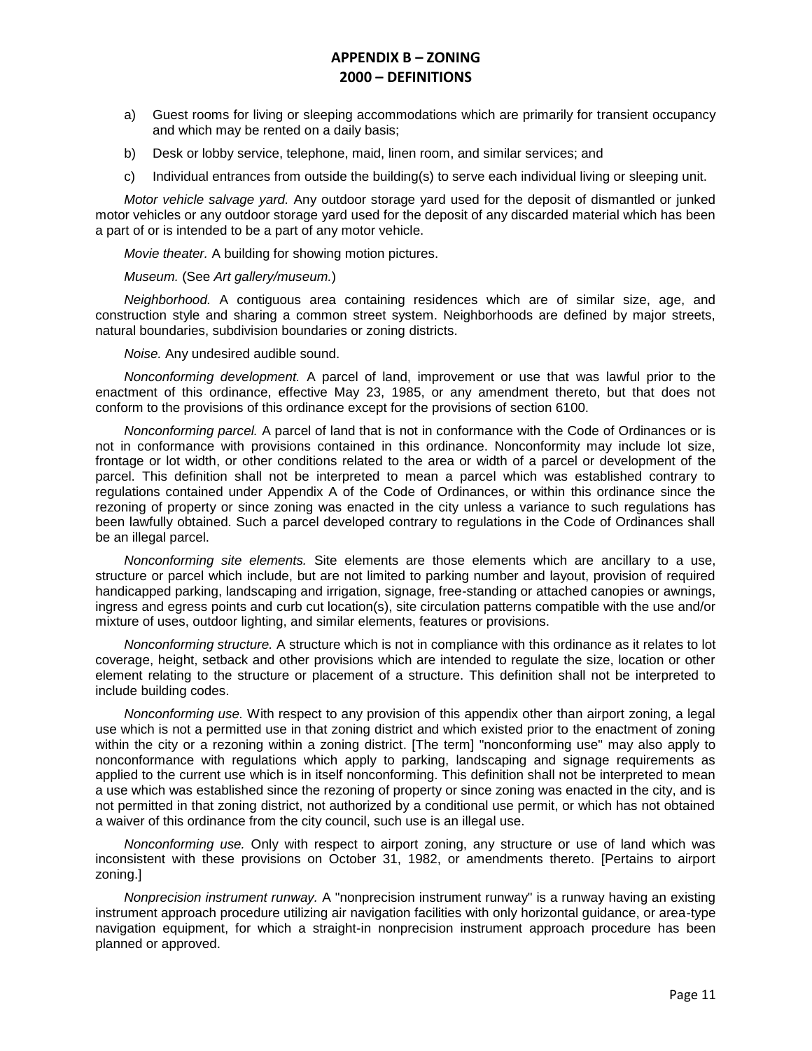a) Guest rooms for living or sleeping accommodations which are primarily for transient occupancy and which may be rented on a daily basis;

b) Desk or lobby service, telephone, maid, linen room, and similar services; and

c) Individual entrances from outside the building(s) to serve each individual living or sleeping unit.

*Motor vehicle salvage yard.* Any outdoor storage yard used for the deposit of dismantled or junked motor vehicles or any outdoor storage yard used for the deposit of any discarded material which has been a part of or is intended to be a part of any motor vehicle.

*Movie theater.* A building for showing motion pictures.

*Museum.* (See *Art gallery/museum.*)

*Neighborhood.* A contiguous area containing residences which are of similar size, age, and construction style and sharing a common street system. Neighborhoods are defined by major streets, natural boundaries, subdivision boundaries or zoning districts.

*Noise.* Any undesired audible sound.

*Nonconforming development.* A parcel of land, improvement or use that was lawful prior to the enactment of this ordinance, effective May 23, 1985, or any amendment thereto, but that does not conform to the provisions of this ordinance except for the provisions of section 6100.

*Nonconforming parcel.* A parcel of land that is not in conformance with the Code of Ordinances or is not in conformance with provisions contained in this ordinance. Nonconformity may include lot size, frontage or lot width, or other conditions related to the area or width of a parcel or development of the parcel. This definition shall not be interpreted to mean a parcel which was established contrary to regulations contained under Appendix A of the Code of Ordinances, or within this ordinance since the rezoning of property or since zoning was enacted in the city unless a variance to such regulations has been lawfully obtained. Such a parcel developed contrary to regulations in the Code of Ordinances shall be an illegal parcel.

*Nonconforming site elements.* Site elements are those elements which are ancillary to a use, structure or parcel which include, but are not limited to parking number and layout, provision of required handicapped parking, landscaping and irrigation, signage, free-standing or attached canopies or awnings, ingress and egress points and curb cut location(s), site circulation patterns compatible with the use and/or mixture of uses, outdoor lighting, and similar elements, features or provisions.

*Nonconforming structure.* A structure which is not in compliance with this ordinance as it relates to lot coverage, height, setback and other provisions which are intended to regulate the size, location or other element relating to the structure or placement of a structure. This definition shall not be interpreted to include building codes.

*Nonconforming use.* With respect to any provision of this appendix other than airport zoning, a legal use which is not a permitted use in that zoning district and which existed prior to the enactment of zoning within the city or a rezoning within a zoning district. [The term] "nonconforming use" may also apply to nonconformance with regulations which apply to parking, landscaping and signage requirements as applied to the current use which is in itself nonconforming. This definition shall not be interpreted to mean a use which was established since the rezoning of property or since zoning was enacted in the city, and is not permitted in that zoning district, not authorized by a conditional use permit, or which has not obtained a waiver of this ordinance from the city council, such use is an illegal use.

*Nonconforming use.* Only with respect to airport zoning, any structure or use of land which was inconsistent with these provisions on October 31, 1982, or amendments thereto. [Pertains to airport zoning.]

*Nonprecision instrument runway.* A "nonprecision instrument runway" is a runway having an existing instrument approach procedure utilizing air navigation facilities with only horizontal guidance, or area-type navigation equipment, for which a straight-in nonprecision instrument approach procedure has been planned or approved.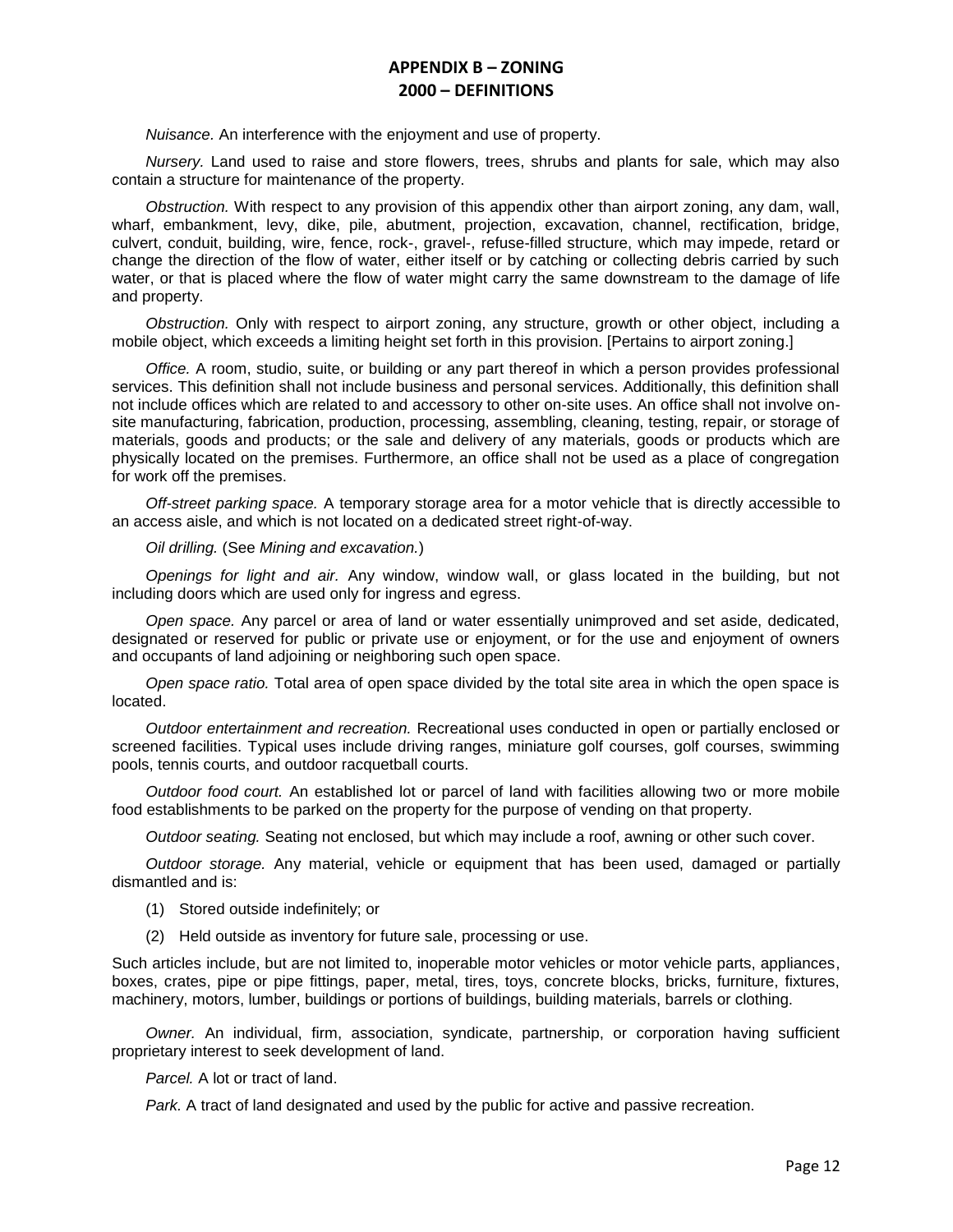*Nuisance.* An interference with the enjoyment and use of property.

*Nursery.* Land used to raise and store flowers, trees, shrubs and plants for sale, which may also contain a structure for maintenance of the property.

*Obstruction.* With respect to any provision of this appendix other than airport zoning, any dam, wall, wharf, embankment, levy, dike, pile, abutment, projection, excavation, channel, rectification, bridge, culvert, conduit, building, wire, fence, rock-, gravel-, refuse-filled structure, which may impede, retard or change the direction of the flow of water, either itself or by catching or collecting debris carried by such water, or that is placed where the flow of water might carry the same downstream to the damage of life and property.

*Obstruction.* Only with respect to airport zoning, any structure, growth or other object, including a mobile object, which exceeds a limiting height set forth in this provision. [Pertains to airport zoning.]

*Office.* A room, studio, suite, or building or any part thereof in which a person provides professional services. This definition shall not include business and personal services. Additionally, this definition shall not include offices which are related to and accessory to other on-site uses. An office shall not involve on-site manufacturing, fabrication, production, processing, assembling, cleaning, testing, repair, or storage of materials, goods and products; or the sale and delivery of any materials, goods or products which are physically located on the premises. Furthermore, an office shall not be used as a place of congregation for work off the premises.

*Off-street parking space.* A temporary storage area for a motor vehicle that is directly accessible to an access aisle, and which is not located on a dedicated street right-of-way.

*Oil drilling.* (See *Mining and excavation.*)

*Openings for light and air.* Any window, window wall, or glass located in the building, but not including doors which are used only for ingress and egress.

*Open space.* Any parcel or area of land or water essentially unimproved and set aside, dedicated, designated or reserved for public or private use or enjoyment, or for the use and enjoyment of owners and occupants of land adjoining or neighboring such open space.

*Open space ratio.* Total area of open space divided by the total site area in which the open space is located.

*Outdoor entertainment and recreation.* Recreational uses conducted in open or partially enclosed or screened facilities. Typical uses include driving ranges, miniature golf courses, golf courses, swimming pools, tennis courts, and outdoor racquetball courts.

*Outdoor food court.* An established lot or parcel of land with facilities allowing two or more mobile food establishments to be parked on the property for the purpose of vending on that property.

*Outdoor seating.* Seating not enclosed, but which may include a roof, awning or other such cover.

*Outdoor storage.* Any material, vehicle or equipment that has been used, damaged or partially dismantled and is:

(1) Stored outside indefinitely; or

(2) Held outside as inventory for future sale, processing or use.

Such articles include, but are not limited to, inoperable motor vehicles or motor vehicle parts, appliances, boxes, crates, pipe or pipe fittings, paper, metal, tires, toys, concrete blocks, bricks, furniture, fixtures, machinery, motors, lumber, buildings or portions of buildings, building materials, barrels or clothing.

*Owner.* An individual, firm, association, syndicate, partnership, or corporation having sufficient proprietary interest to seek development of land.

*Parcel.* A lot or tract of land.

*Park.* A tract of land designated and used by the public for active and passive recreation.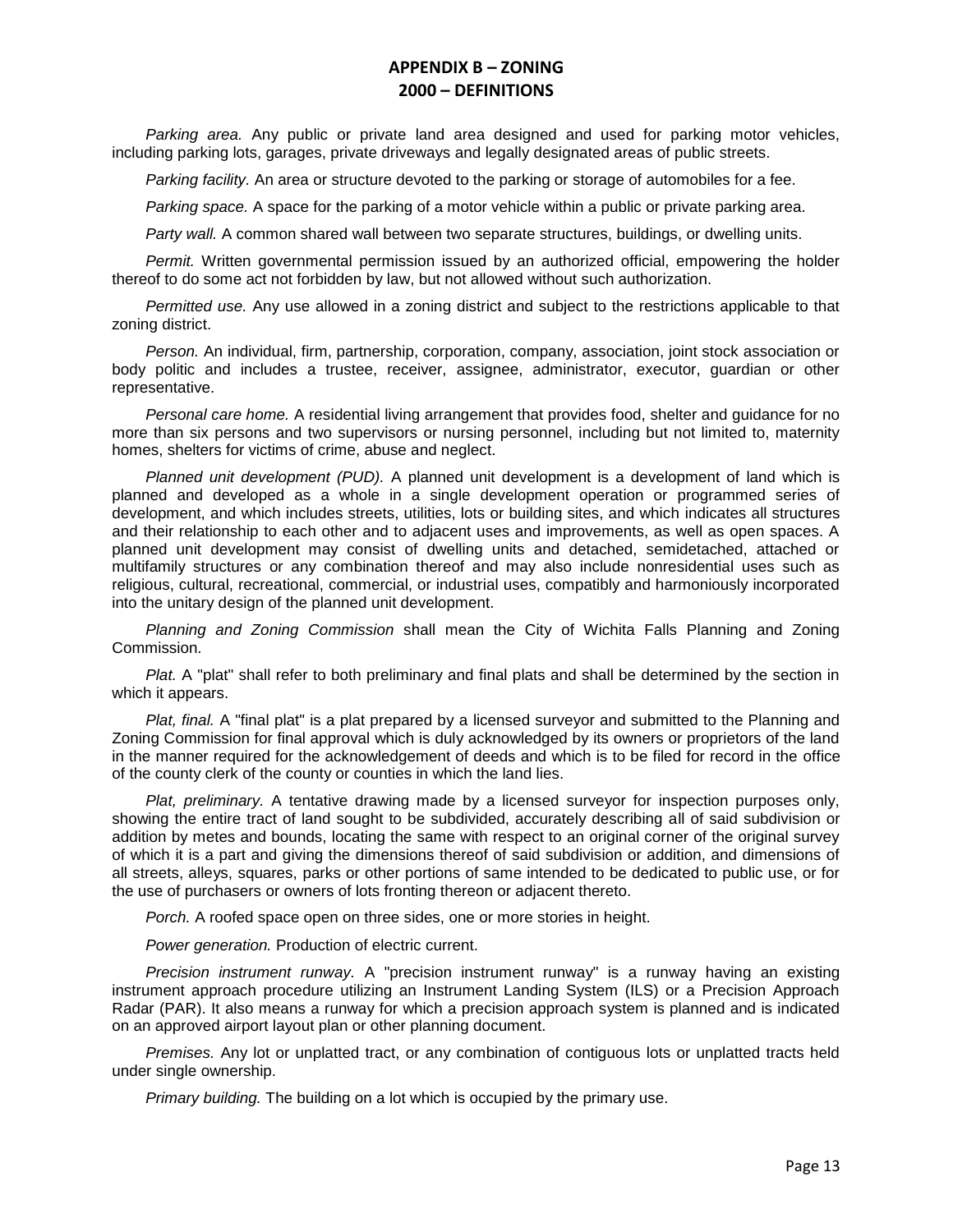*Parking area.* Any public or private land area designed and used for parking motor vehicles, including parking lots, garages, private driveways and legally designated areas of public streets.

*Parking facility.* An area or structure devoted to the parking or storage of automobiles for a fee.

*Parking space.* A space for the parking of a motor vehicle within a public or private parking area.

*Party wall.* A common shared wall between two separate structures, buildings, or dwelling units.

*Permit.* Written governmental permission issued by an authorized official, empowering the holder thereof to do some act not forbidden by law, but not allowed without such authorization.

*Permitted use.* Any use allowed in a zoning district and subject to the restrictions applicable to that zoning district.

*Person.* An individual, firm, partnership, corporation, company, association, joint stock association or body politic and includes a trustee, receiver, assignee, administrator, executor, guardian or other representative.

*Personal care home.* A residential living arrangement that provides food, shelter and guidance for no more than six persons and two supervisors or nursing personnel, including but not limited to, maternity homes, shelters for victims of crime, abuse and neglect.

*Planned unit development (PUD).* A planned unit development is a development of land which is planned and developed as a whole in a single development operation or programmed series of development, and which includes streets, utilities, lots or building sites, and which indicates all structures and their relationship to each other and to adjacent uses and improvements, as well as open spaces. A planned unit development may consist of dwelling units and detached, semidetached, attached or multifamily structures or any combination thereof and may also include nonresidential uses such as religious, cultural, recreational, commercial, or industrial uses, compatibly and harmoniously incorporated into the unitary design of the planned unit development.

*Planning and Zoning Commission* shall mean the City of Wichita Falls Planning and Zoning Commission.

*Plat.* A "plat" shall refer to both preliminary and final plats and shall be determined by the section in which it appears.

*Plat, final.* A "final plat" is a plat prepared by a licensed surveyor and submitted to the Planning and Zoning Commission for final approval which is duly acknowledged by its owners or proprietors of the land in the manner required for the acknowledgement of deeds and which is to be filed for record in the office of the county clerk of the county or counties in which the land lies.

*Plat, preliminary.* A tentative drawing made by a licensed surveyor for inspection purposes only, showing the entire tract of land sought to be subdivided, accurately describing all of said subdivision or addition by metes and bounds, locating the same with respect to an original corner of the original survey of which it is a part and giving the dimensions thereof of said subdivision or addition, and dimensions of all streets, alleys, squares, parks or other portions of same intended to be dedicated to public use, or for the use of purchasers or owners of lots fronting thereon or adjacent thereto.

*Porch.* A roofed space open on three sides, one or more stories in height.

*Power generation.* Production of electric current.

*Precision instrument runway.* A "precision instrument runway" is a runway having an existing instrument approach procedure utilizing an Instrument Landing System (ILS) or a Precision Approach Radar (PAR). It also means a runway for which a precision approach system is planned and is indicated on an approved airport layout plan or other planning document.

*Premises.* Any lot or unplatted tract, or any combination of contiguous lots or unplatted tracts held under single ownership.

*Primary building.* The building on a lot which is occupied by the primary use.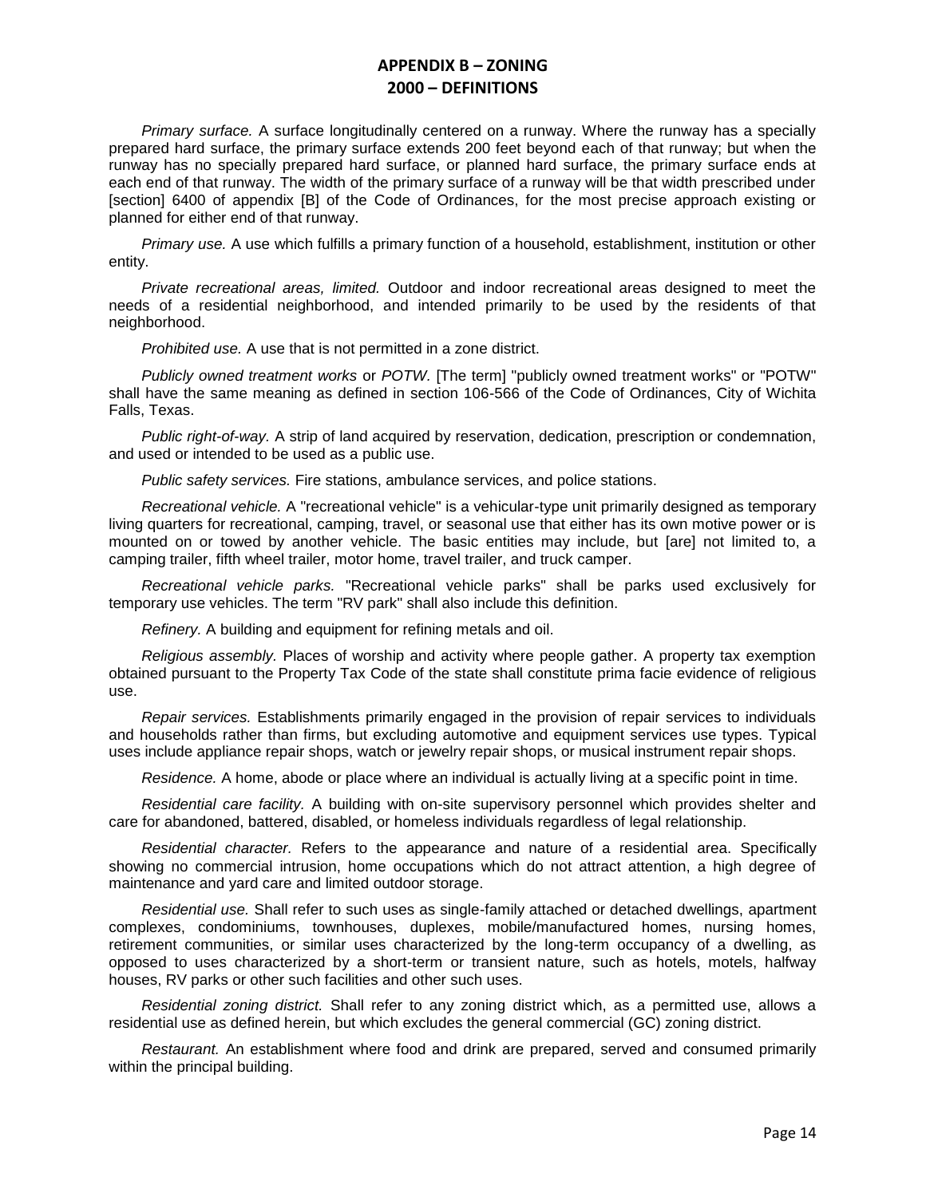# APPENDIX B – ZONING
## 2000 – DEFINITIONS

*Primary surface.* A surface longitudinally centered on a runway. Where the runway has a specially prepared hard surface, the primary surface extends 200 feet beyond each of that runway; but when the runway has no specially prepared hard surface, or planned hard surface, the primary surface ends at each end of that runway. The width of the primary surface of a runway will be that width prescribed under [section] 6400 of appendix [B] of the Code of Ordinances, for the most precise approach existing or planned for either end of that runway.

*Primary use.* A use which fulfills a primary function of a household, establishment, institution or other entity.

*Private recreational areas, limited.* Outdoor and indoor recreational areas designed to meet the needs of a residential neighborhood, and intended primarily to be used by the residents of that neighborhood.

*Prohibited use.* A use that is not permitted in a zone district.

*Publicly owned treatment works* or *POTW.* [The term] "publicly owned treatment works" or "POTW" shall have the same meaning as defined in section 106-566 of the Code of Ordinances, City of Wichita Falls, Texas.

*Public right-of-way.* A strip of land acquired by reservation, dedication, prescription or condemnation, and used or intended to be used as a public use.

*Public safety services.* Fire stations, ambulance services, and police stations.

*Recreational vehicle.* A "recreational vehicle" is a vehicular-type unit primarily designed as temporary living quarters for recreational, camping, travel, or seasonal use that either has its own motive power or is mounted on or towed by another vehicle. The basic entities may include, but [are] not limited to, a camping trailer, fifth wheel trailer, motor home, travel trailer, and truck camper.

*Recreational vehicle parks.* "Recreational vehicle parks" shall be parks used exclusively for temporary use vehicles. The term "RV park" shall also include this definition.

*Refinery.* A building and equipment for refining metals and oil.

*Religious assembly.* Places of worship and activity where people gather. A property tax exemption obtained pursuant to the Property Tax Code of the state shall constitute prima facie evidence of religious use.

*Repair services.* Establishments primarily engaged in the provision of repair services to individuals and households rather than firms, but excluding automotive and equipment services use types. Typical uses include appliance repair shops, watch or jewelry repair shops, or musical instrument repair shops.

*Residence.* A home, abode or place where an individual is actually living at a specific point in time.

*Residential care facility.* A building with on-site supervisory personnel which provides shelter and care for abandoned, battered, disabled, or homeless individuals regardless of legal relationship.

*Residential character.* Refers to the appearance and nature of a residential area. Specifically showing no commercial intrusion, home occupations which do not attract attention, a high degree of maintenance and yard care and limited outdoor storage.

*Residential use.* Shall refer to such uses as single-family attached or detached dwellings, apartment complexes, condominiums, townhouses, duplexes, mobile/manufactured homes, nursing homes, retirement communities, or similar uses characterized by the long-term occupancy of a dwelling, as opposed to uses characterized by a short-term or transient nature, such as hotels, motels, halfway houses, RV parks or other such facilities and other such uses.

*Residential zoning district.* Shall refer to any zoning district which, as a permitted use, allows a residential use as defined herein, but which excludes the general commercial (GC) zoning district.

*Restaurant.* An establishment where food and drink are prepared, served and consumed primarily within the principal building.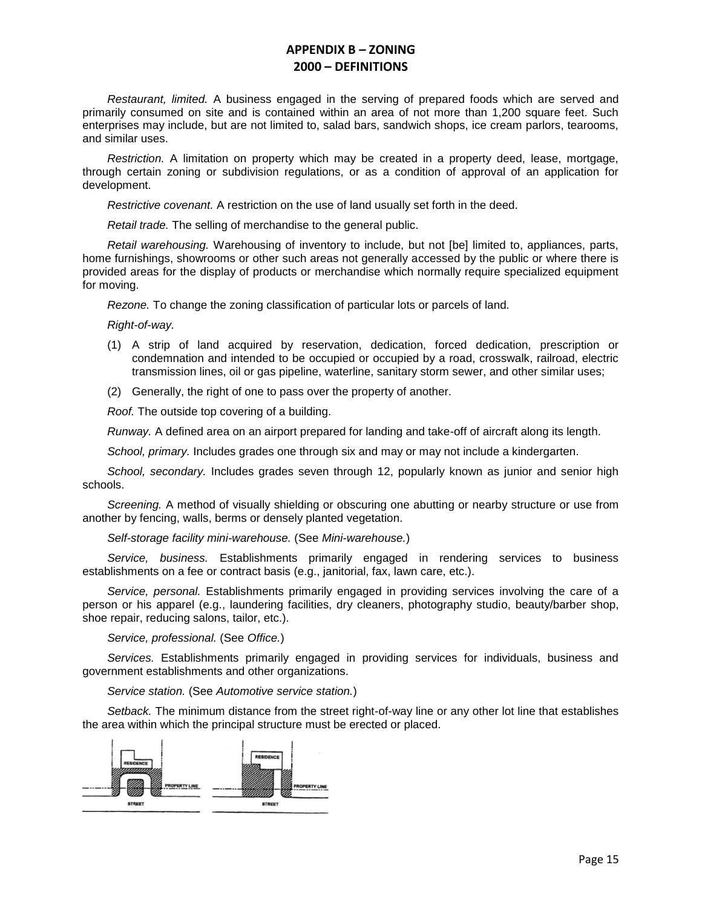## APPENDIX B – ZONING
## 2000 – DEFINITIONS

*Restaurant, limited.* A business engaged in the serving of prepared foods which are served and primarily consumed on site and is contained within an area of not more than 1,200 square feet. Such enterprises may include, but are not limited to, salad bars, sandwich shops, ice cream parlors, tearooms, and similar uses.

*Restriction.* A limitation on property which may be created in a property deed, lease, mortgage, through certain zoning or subdivision regulations, or as a condition of approval of an application for development.

*Restrictive covenant.* A restriction on the use of land usually set forth in the deed.

*Retail trade.* The selling of merchandise to the general public.

*Retail warehousing.* Warehousing of inventory to include, but not [be] limited to, appliances, parts, home furnishings, showrooms or other such areas not generally accessed by the public or where there is provided areas for the display of products or merchandise which normally require specialized equipment for moving.

*Rezone.* To change the zoning classification of particular lots or parcels of land.

*Right-of-way.*

(1) A strip of land acquired by reservation, dedication, forced dedication, prescription or condemnation and intended to be occupied or occupied by a road, crosswalk, railroad, electric transmission lines, oil or gas pipeline, waterline, sanitary storm sewer, and other similar uses;

(2) Generally, the right of one to pass over the property of another.

*Roof.* The outside top covering of a building.

*Runway.* A defined area on an airport prepared for landing and take-off of aircraft along its length.

*School, primary.* Includes grades one through six and may or may not include a kindergarten.

*School, secondary.* Includes grades seven through 12, popularly known as junior and senior high schools.

*Screening.* A method of visually shielding or obscuring one abutting or nearby structure or use from another by fencing, walls, berms or densely planted vegetation.

*Self-storage facility mini-warehouse.* (See *Mini-warehouse.*)

*Service, business.* Establishments primarily engaged in rendering services to business establishments on a fee or contract basis (e.g., janitorial, fax, lawn care, etc.).

*Service, personal.* Establishments primarily engaged in providing services involving the care of a person or his apparel (e.g., laundering facilities, dry cleaners, photography studio, beauty/barber shop, shoe repair, reducing salons, tailor, etc.).

*Service, professional.* (See *Office.*)

*Services.* Establishments primarily engaged in providing services for individuals, business and government establishments and other organizations.

*Service station.* (See *Automotive service station.*)

*Setback.* The minimum distance from the street right-of-way line or any other lot line that establishes the area within which the principal structure must be erected or placed.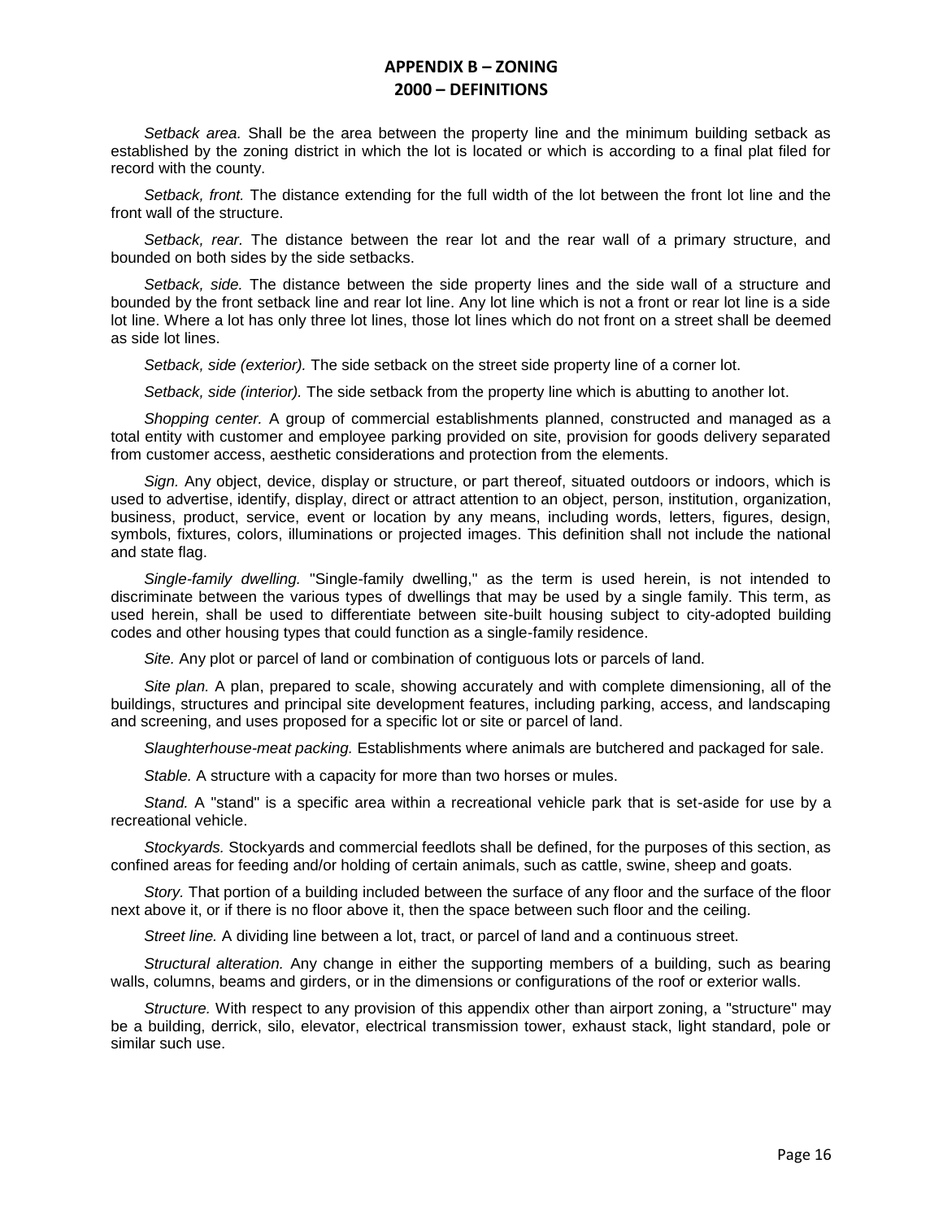# APPENDIX B – ZONING
## 2000 – DEFINITIONS

*Setback area.* Shall be the area between the property line and the minimum building setback as established by the zoning district in which the lot is located or which is according to a final plat filed for record with the county.

*Setback, front.* The distance extending for the full width of the lot between the front lot line and the front wall of the structure.

*Setback, rear.* The distance between the rear lot and the rear wall of a primary structure, and bounded on both sides by the side setbacks.

*Setback, side.* The distance between the side property lines and the side wall of a structure and bounded by the front setback line and rear lot line. Any lot line which is not a front or rear lot line is a side lot line. Where a lot has only three lot lines, those lot lines which do not front on a street shall be deemed as side lot lines.

*Setback, side (exterior).* The side setback on the street side property line of a corner lot.

*Setback, side (interior).* The side setback from the property line which is abutting to another lot.

*Shopping center.* A group of commercial establishments planned, constructed and managed as a total entity with customer and employee parking provided on site, provision for goods delivery separated from customer access, aesthetic considerations and protection from the elements.

*Sign.* Any object, device, display or structure, or part thereof, situated outdoors or indoors, which is used to advertise, identify, display, direct or attract attention to an object, person, institution, organization, business, product, service, event or location by any means, including words, letters, figures, design, symbols, fixtures, colors, illuminations or projected images. This definition shall not include the national and state flag.

*Single-family dwelling.* "Single-family dwelling," as the term is used herein, is not intended to discriminate between the various types of dwellings that may be used by a single family. This term, as used herein, shall be used to differentiate between site-built housing subject to city-adopted building codes and other housing types that could function as a single-family residence.

*Site.* Any plot or parcel of land or combination of contiguous lots or parcels of land.

*Site plan.* A plan, prepared to scale, showing accurately and with complete dimensioning, all of the buildings, structures and principal site development features, including parking, access, and landscaping and screening, and uses proposed for a specific lot or site or parcel of land.

*Slaughterhouse-meat packing.* Establishments where animals are butchered and packaged for sale.

*Stable.* A structure with a capacity for more than two horses or mules.

*Stand.* A "stand" is a specific area within a recreational vehicle park that is set-aside for use by a recreational vehicle.

*Stockyards.* Stockyards and commercial feedlots shall be defined, for the purposes of this section, as confined areas for feeding and/or holding of certain animals, such as cattle, swine, sheep and goats.

*Story.* That portion of a building included between the surface of any floor and the surface of the floor next above it, or if there is no floor above it, then the space between such floor and the ceiling.

*Street line.* A dividing line between a lot, tract, or parcel of land and a continuous street.

*Structural alteration.* Any change in either the supporting members of a building, such as bearing walls, columns, beams and girders, or in the dimensions or configurations of the roof or exterior walls.

*Structure.* With respect to any provision of this appendix other than airport zoning, a "structure" may be a building, derrick, silo, elevator, electrical transmission tower, exhaust stack, light standard, pole or similar such use.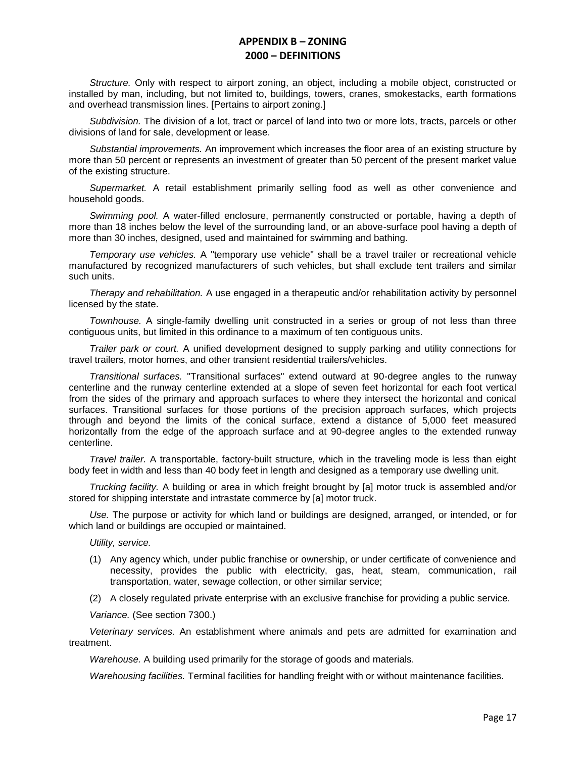*Structure.* Only with respect to airport zoning, an object, including a mobile object, constructed or installed by man, including, but not limited to, buildings, towers, cranes, smokestacks, earth formations and overhead transmission lines. [Pertains to airport zoning.]

*Subdivision.* The division of a lot, tract or parcel of land into two or more lots, tracts, parcels or other divisions of land for sale, development or lease.

*Substantial improvements.* An improvement which increases the floor area of an existing structure by more than 50 percent or represents an investment of greater than 50 percent of the present market value of the existing structure.

*Supermarket.* A retail establishment primarily selling food as well as other convenience and household goods.

*Swimming pool.* A water-filled enclosure, permanently constructed or portable, having a depth of more than 18 inches below the level of the surrounding land, or an above-surface pool having a depth of more than 30 inches, designed, used and maintained for swimming and bathing.

*Temporary use vehicles.* A "temporary use vehicle" shall be a travel trailer or recreational vehicle manufactured by recognized manufacturers of such vehicles, but shall exclude tent trailers and similar such units.

*Therapy and rehabilitation.* A use engaged in a therapeutic and/or rehabilitation activity by personnel licensed by the state.

*Townhouse.* A single-family dwelling unit constructed in a series or group of not less than three contiguous units, but limited in this ordinance to a maximum of ten contiguous units.

*Trailer park or court.* A unified development designed to supply parking and utility connections for travel trailers, motor homes, and other transient residential trailers/vehicles.

*Transitional surfaces.* "Transitional surfaces" extend outward at 90-degree angles to the runway centerline and the runway centerline extended at a slope of seven feet horizontal for each foot vertical from the sides of the primary and approach surfaces to where they intersect the horizontal and conical surfaces. Transitional surfaces for those portions of the precision approach surfaces, which projects through and beyond the limits of the conical surface, extend a distance of 5,000 feet measured horizontally from the edge of the approach surface and at 90-degree angles to the extended runway centerline.

*Travel trailer.* A transportable, factory-built structure, which in the traveling mode is less than eight body feet in width and less than 40 body feet in length and designed as a temporary use dwelling unit.

*Trucking facility.* A building or area in which freight brought by [a] motor truck is assembled and/or stored for shipping interstate and intrastate commerce by [a] motor truck.

*Use.* The purpose or activity for which land or buildings are designed, arranged, or intended, or for which land or buildings are occupied or maintained.

*Utility, service.*

(1) Any agency which, under public franchise or ownership, or under certificate of convenience and necessity, provides the public with electricity, gas, heat, steam, communication, rail transportation, water, sewage collection, or other similar service;

(2) A closely regulated private enterprise with an exclusive franchise for providing a public service.

*Variance.* (See section 7300.)

*Veterinary services.* An establishment where animals and pets are admitted for examination and treatment.

*Warehouse.* A building used primarily for the storage of goods and materials.

*Warehousing facilities.* Terminal facilities for handling freight with or without maintenance facilities.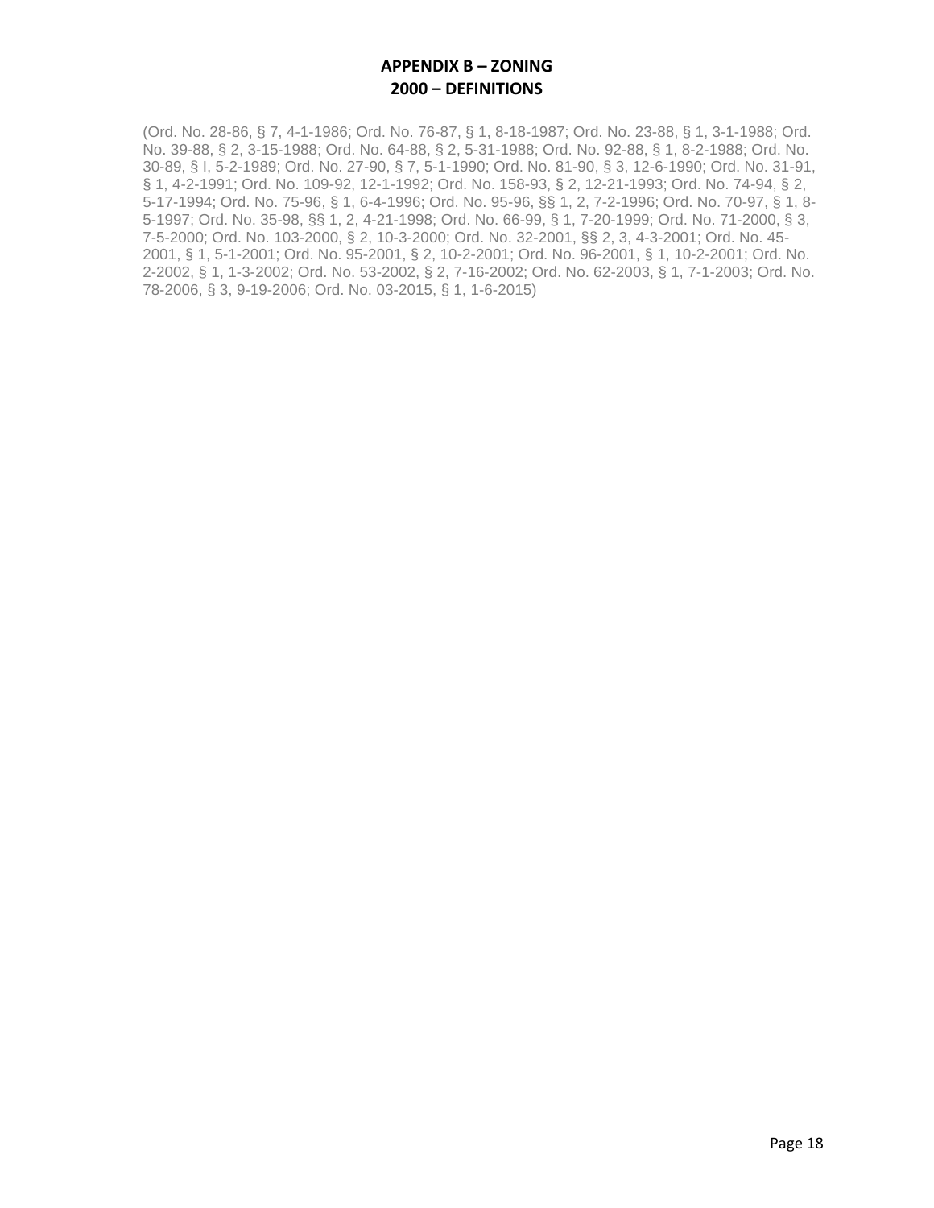(Ord. No. 28-86, § 7, 4-1-1986; Ord. No. 76-87, § 1, 8-18-1987; Ord. No. 23-88, § 1, 3-1-1988; Ord. No. 39-88, § 2, 3-15-1988; Ord. No. 64-88, § 2, 5-31-1988; Ord. No. 92-88, § 1, 8-2-1988; Ord. No. 30-89, § I, 5-2-1989; Ord. No. 27-90, § 7, 5-1-1990; Ord. No. 81-90, § 3, 12-6-1990; Ord. No. 31-91, § 1, 4-2-1991; Ord. No. 109-92, 12-1-1992; Ord. No. 158-93, § 2, 12-21-1993; Ord. No. 74-94, § 2, 5-17-1994; Ord. No. 75-96, § 1, 6-4-1996; Ord. No. 95-96, §§ 1, 2, 7-2-1996; Ord. No. 70-97, § 1, 8-5-1997; Ord. No. 35-98, §§ 1, 2, 4-21-1998; Ord. No. 66-99, § 1, 7-20-1999; Ord. No. 71-2000, § 3, 7-5-2000; Ord. No. 103-2000, § 2, 10-3-2000; Ord. No. 32-2001, §§ 2, 3, 4-3-2001; Ord. No. 45-2001, § 1, 5-1-2001; Ord. No. 95-2001, § 2, 10-2-2001; Ord. No. 96-2001, § 1, 10-2-2001; Ord. No. 2-2002, § 1, 1-3-2002; Ord. No. 53-2002, § 2, 7-16-2002; Ord. No. 62-2003, § 1, 7-1-2003; Ord. No. 78-2006, § 3, 9-19-2006; Ord. No. 03-2015, § 1, 1-6-2015)